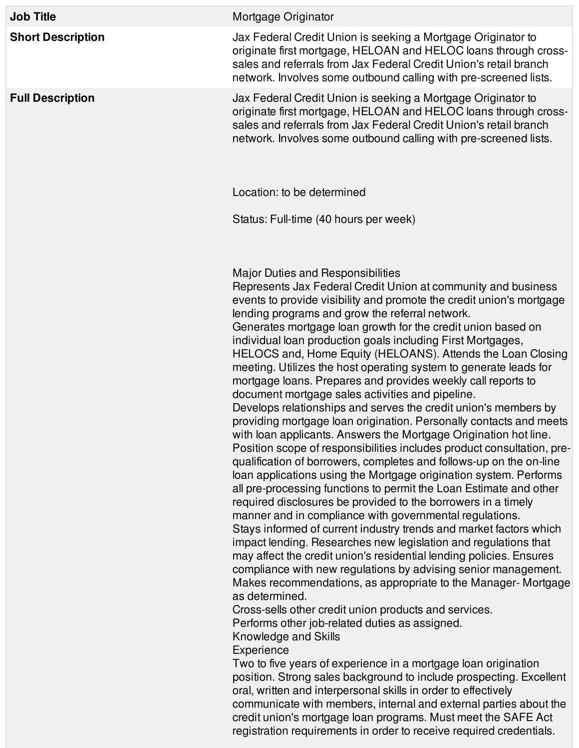| | |
|---|---|
| **Job Title** | Mortgage Originator |
| **Short Description** | Jax Federal Credit Union is seeking a Mortgage Originator to originate first mortgage, HELOAN and HELOC loans through cross-sales and referrals from Jax Federal Credit Union's retail branch network. Involves some outbound calling with pre-screened lists. |
| **Full Description** | Jax Federal Credit Union is seeking a Mortgage Originator to originate first mortgage, HELOAN and HELOC loans through cross-sales and referrals from Jax Federal Credit Union's retail branch network. Involves some outbound calling with pre-screened lists.<br><br>Location: to be determined<br><br>Status: Full-time (40 hours per week)<br><br>Major Duties and Responsibilities<br>Represents Jax Federal Credit Union at community and business events to provide visibility and promote the credit union's mortgage lending programs and grow the referral network.<br>Generates mortgage loan growth for the credit union based on individual loan production goals including First Mortgages, HELOCS and, Home Equity (HELOANS). Attends the Loan Closing meeting. Utilizes the host operating system to generate leads for mortgage loans. Prepares and provides weekly call reports to document mortgage sales activities and pipeline.<br>Develops relationships and serves the credit union's members by providing mortgage loan origination. Personally contacts and meets with loan applicants. Answers the Mortgage Origination hot line. Position scope of responsibilities includes product consultation, pre-qualification of borrowers, completes and follows-up on the on-line loan applications using the Mortgage origination system. Performs all pre-processing functions to permit the Loan Estimate and other required disclosures be provided to the borrowers in a timely manner and in compliance with governmental regulations.<br>Stays informed of current industry trends and market factors which impact lending. Researches new legislation and regulations that may affect the credit union's residential lending policies. Ensures compliance with new regulations by advising senior management. Makes recommendations, as appropriate to the Manager- Mortgage as determined.<br>Cross-sells other credit union products and services.<br>Performs other job-related duties as assigned.<br>Knowledge and Skills<br>Experience<br>Two to five years of experience in a mortgage loan origination position. Strong sales background to include prospecting. Excellent oral, written and interpersonal skills in order to effectively communicate with members, internal and external parties about the credit union's mortgage loan programs. Must meet the SAFE Act registration requirements in order to receive required credentials. |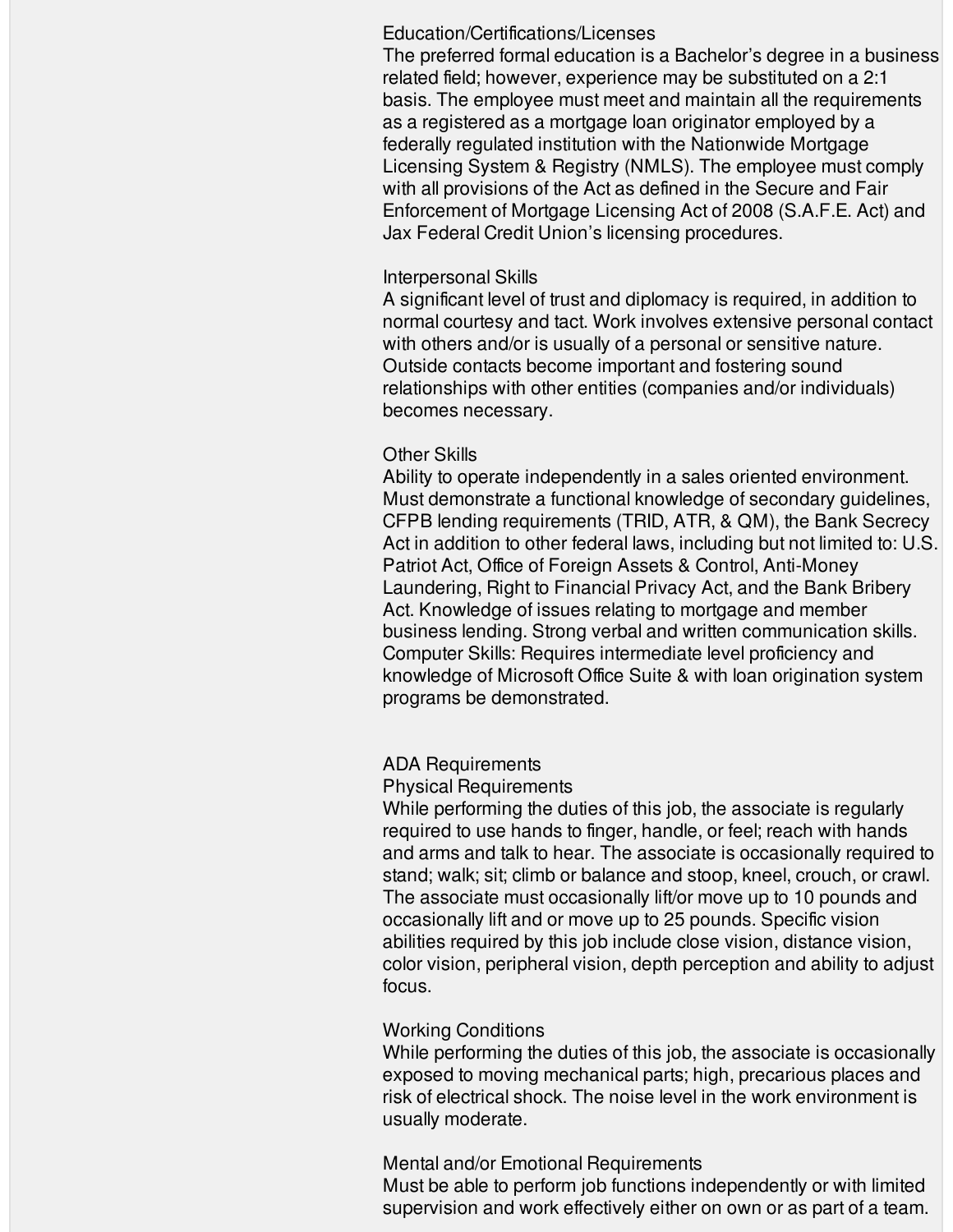### Education/Certifications/Licenses

The preferred formal education is a Bachelor's degree in a business related field; however, experience may be substituted on a 2:1 basis. The employee must meet and maintain all the requirements as a registered as a mortgage loan originator employed by a federally regulated institution with the Nationwide Mortgage Licensing System & Registry (NMLS). The employee must comply with all provisions of the Act as defined in the Secure and Fair Enforcement of Mortgage Licensing Act of 2008 (S.A.F.E. Act) and Jax Federal Credit Union's licensing procedures.

### Interpersonal Skills

A significant level of trust and diplomacy is required, in addition to normal courtesy and tact. Work involves extensive personal contact with others and/or is usually of a personal or sensitive nature. Outside contacts become important and fostering sound relationships with other entities (companies and/or individuals) becomes necessary.

### Other Skills

Ability to operate independently in a sales oriented environment. Must demonstrate a functional knowledge of secondary guidelines, CFPB lending requirements (TRID, ATR, & QM), the Bank Secrecy Act in addition to other federal laws, including but not limited to: U.S. Patriot Act, Office of Foreign Assets & Control, Anti-Money Laundering, Right to Financial Privacy Act, and the Bank Bribery Act. Knowledge of issues relating to mortgage and member business lending. Strong verbal and written communication skills. Computer Skills: Requires intermediate level proficiency and knowledge of Microsoft Office Suite & with loan origination system programs be demonstrated.

## ADA Requirements

### Physical Requirements

While performing the duties of this job, the associate is regularly required to use hands to finger, handle, or feel; reach with hands and arms and talk to hear. The associate is occasionally required to stand; walk; sit; climb or balance and stoop, kneel, crouch, or crawl. The associate must occasionally lift/or move up to 10 pounds and occasionally lift and or move up to 25 pounds. Specific vision abilities required by this job include close vision, distance vision, color vision, peripheral vision, depth perception and ability to adjust focus.

### Working Conditions

While performing the duties of this job, the associate is occasionally exposed to moving mechanical parts; high, precarious places and risk of electrical shock. The noise level in the work environment is usually moderate.

### Mental and/or Emotional Requirements

Must be able to perform job functions independently or with limited supervision and work effectively either on own or as part of a team.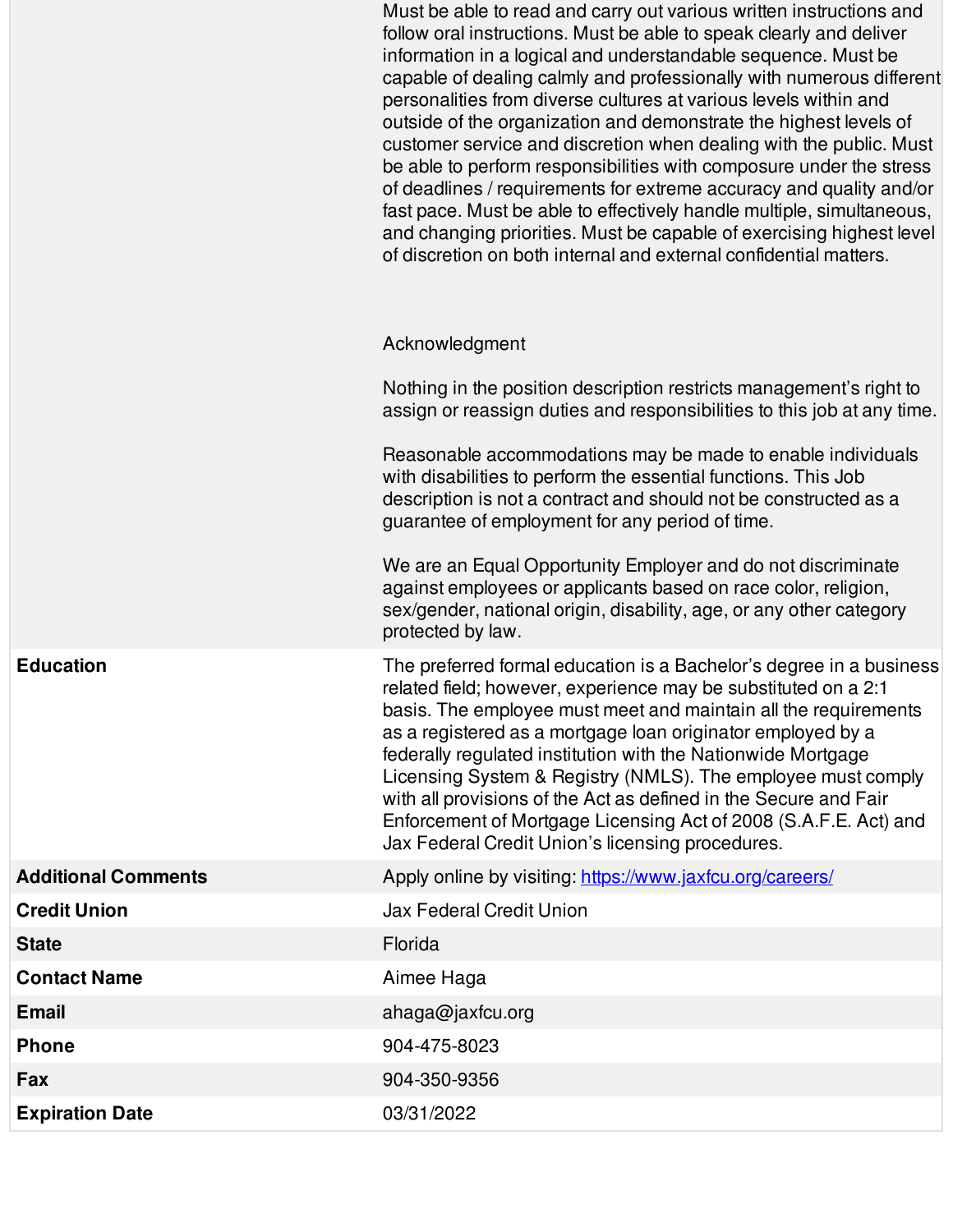| | |
|---|---|
| | Must be able to read and carry out various written instructions and follow oral instructions. Must be able to speak clearly and deliver information in a logical and understandable sequence. Must be capable of dealing calmly and professionally with numerous different personalities from diverse cultures at various levels within and outside of the organization and demonstrate the highest levels of customer service and discretion when dealing with the public. Must be able to perform responsibilities with composure under the stress of deadlines / requirements for extreme accuracy and quality and/or fast pace. Must be able to effectively handle multiple, simultaneous, and changing priorities. Must be capable of exercising highest level of discretion on both internal and external confidential matters.<br><br>Acknowledgment<br><br>Nothing in the position description restricts management's right to assign or reassign duties and responsibilities to this job at any time.<br><br>Reasonable accommodations may be made to enable individuals with disabilities to perform the essential functions. This Job description is not a contract and should not be constructed as a guarantee of employment for any period of time.<br><br>We are an Equal Opportunity Employer and do not discriminate against employees or applicants based on race color, religion, sex/gender, national origin, disability, age, or any other category protected by law. |
| **Education** | The preferred formal education is a Bachelor's degree in a business related field; however, experience may be substituted on a 2:1 basis. The employee must meet and maintain all the requirements as a registered as a mortgage loan originator employed by a federally regulated institution with the Nationwide Mortgage Licensing System & Registry (NMLS). The employee must comply with all provisions of the Act as defined in the Secure and Fair Enforcement of Mortgage Licensing Act of 2008 (S.A.F.E. Act) and Jax Federal Credit Union's licensing procedures. |
| **Additional Comments** | Apply online by visiting: [https://www.jaxfcu.org/careers/](https://www.jaxfcu.org/careers/) |
| **Credit Union** | Jax Federal Credit Union |
| **State** | Florida |
| **Contact Name** | Aimee Haga |
| **Email** | ahaga@jaxfcu.org |
| **Phone** | 904-475-8023 |
| **Fax** | 904-350-9356 |
| **Expiration Date** | 03/31/2022 |